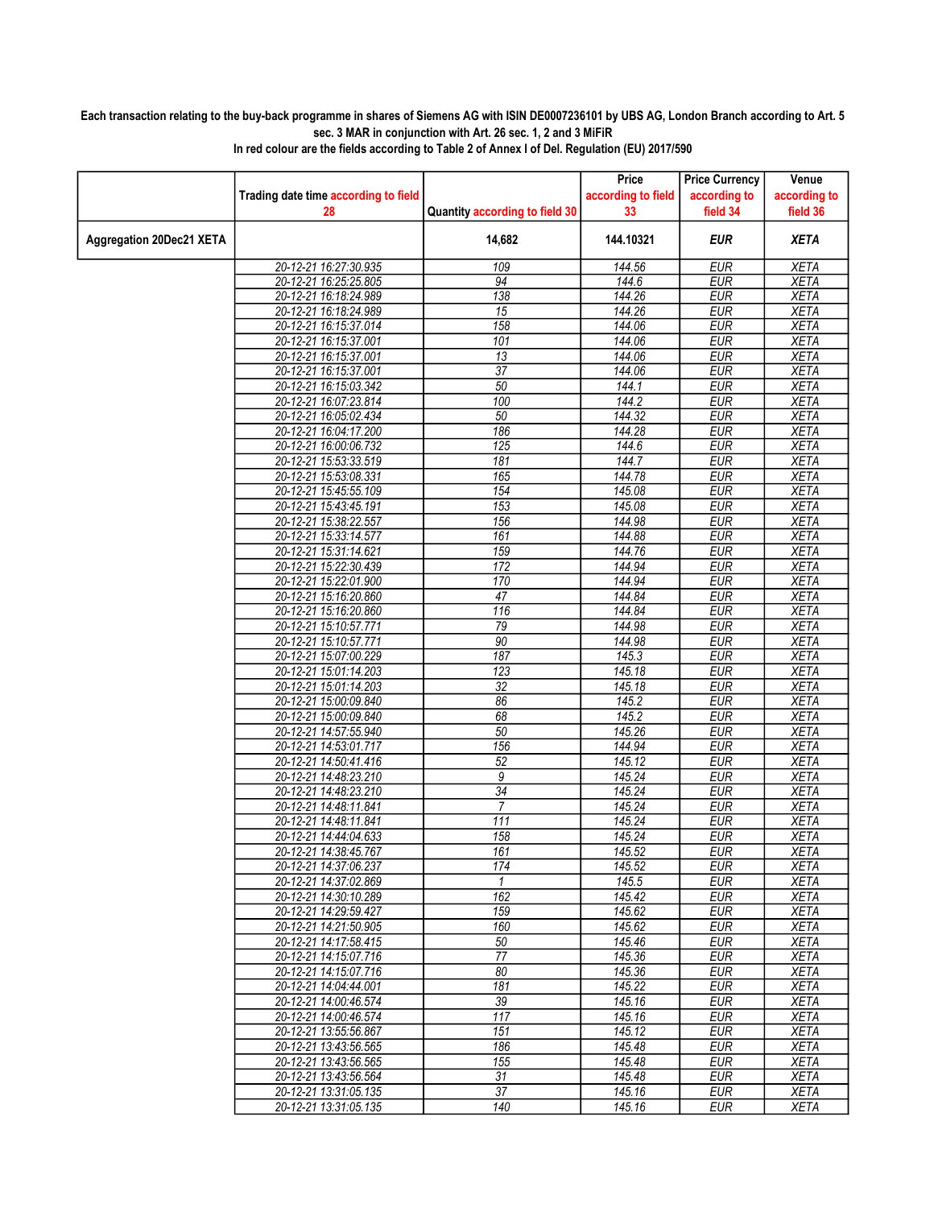**Each transaction relating to the buy-back programme in shares of Siemens AG with ISIN DE0007236101 by UBS AG, London Branch according to Art. 5 sec. 3 MAR in conjunction with Art. 26 sec. 1, 2 and 3 MiFiR**
**In red colour are the fields according to Table 2 of Annex I of Del. Regulation (EU) 2017/590**

| | Trading date time according to field 28 | Quantity according to field 30 | Price according to field 33 | Price Currency according to field 34 | Venue according to field 36 |
|---|---|---|---|---|---|
| **Aggregation 20Dec21 XETA** | | **14,682** | **144.10321** | ***EUR*** | ***XETA*** |
| | 20-12-21 16:27:30.935 | 109 | 144.56 | EUR | XETA |
| | 20-12-21 16:25:25.805 | 94 | 144.6 | EUR | XETA |
| | 20-12-21 16:18:24.989 | 138 | 144.26 | EUR | XETA |
| | 20-12-21 16:18:24.989 | 15 | 144.26 | EUR | XETA |
| | 20-12-21 16:15:37.014 | 158 | 144.06 | EUR | XETA |
| | 20-12-21 16:15:37.001 | 101 | 144.06 | EUR | XETA |
| | 20-12-21 16:15:37.001 | 13 | 144.06 | EUR | XETA |
| | 20-12-21 16:15:37.001 | 37 | 144.06 | EUR | XETA |
| | 20-12-21 16:15:03.342 | 50 | 144.1 | EUR | XETA |
| | 20-12-21 16:07:23.814 | 100 | 144.2 | EUR | XETA |
| | 20-12-21 16:05:02.434 | 50 | 144.32 | EUR | XETA |
| | 20-12-21 16:04:17.200 | 186 | 144.28 | EUR | XETA |
| | 20-12-21 16:00:06.732 | 125 | 144.6 | EUR | XETA |
| | 20-12-21 15:53:33.519 | 181 | 144.7 | EUR | XETA |
| | 20-12-21 15:53:08.331 | 165 | 144.78 | EUR | XETA |
| | 20-12-21 15:45:55.109 | 154 | 145.08 | EUR | XETA |
| | 20-12-21 15:43:45.191 | 153 | 145.08 | EUR | XETA |
| | 20-12-21 15:38:22.557 | 156 | 144.98 | EUR | XETA |
| | 20-12-21 15:33:14.577 | 161 | 144.88 | EUR | XETA |
| | 20-12-21 15:31:14.621 | 159 | 144.76 | EUR | XETA |
| | 20-12-21 15:22:30.439 | 172 | 144.94 | EUR | XETA |
| | 20-12-21 15:22:01.900 | 170 | 144.94 | EUR | XETA |
| | 20-12-21 15:16:20.860 | 47 | 144.84 | EUR | XETA |
| | 20-12-21 15:16:20.860 | 116 | 144.84 | EUR | XETA |
| | 20-12-21 15:10:57.771 | 79 | 144.98 | EUR | XETA |
| | 20-12-21 15:10:57.771 | 90 | 144.98 | EUR | XETA |
| | 20-12-21 15:07:00.229 | 187 | 145.3 | EUR | XETA |
| | 20-12-21 15:01:14.203 | 123 | 145.18 | EUR | XETA |
| | 20-12-21 15:01:14.203 | 32 | 145.18 | EUR | XETA |
| | 20-12-21 15:00:09.840 | 86 | 145.2 | EUR | XETA |
| | 20-12-21 15:00:09.840 | 68 | 145.2 | EUR | XETA |
| | 20-12-21 14:57:55.940 | 50 | 145.26 | EUR | XETA |
| | 20-12-21 14:53:01.717 | 156 | 144.94 | EUR | XETA |
| | 20-12-21 14:50:41.416 | 52 | 145.12 | EUR | XETA |
| | 20-12-21 14:48:23.210 | 9 | 145.24 | EUR | XETA |
| | 20-12-21 14:48:23.210 | 34 | 145.24 | EUR | XETA |
| | 20-12-21 14:48:11.841 | 7 | 145.24 | EUR | XETA |
| | 20-12-21 14:48:11.841 | 111 | 145.24 | EUR | XETA |
| | 20-12-21 14:44:04.633 | 158 | 145.24 | EUR | XETA |
| | 20-12-21 14:38:45.767 | 161 | 145.52 | EUR | XETA |
| | 20-12-21 14:37:06.237 | 174 | 145.52 | EUR | XETA |
| | 20-12-21 14:37:02.869 | 1 | 145.5 | EUR | XETA |
| | 20-12-21 14:30:10.289 | 162 | 145.42 | EUR | XETA |
| | 20-12-21 14:29:59.427 | 159 | 145.62 | EUR | XETA |
| | 20-12-21 14:21:50.905 | 160 | 145.62 | EUR | XETA |
| | 20-12-21 14:17:58.415 | 50 | 145.46 | EUR | XETA |
| | 20-12-21 14:15:07.716 | 77 | 145.36 | EUR | XETA |
| | 20-12-21 14:15:07.716 | 80 | 145.36 | EUR | XETA |
| | 20-12-21 14:04:44.001 | 181 | 145.22 | EUR | XETA |
| | 20-12-21 14:00:46.574 | 39 | 145.16 | EUR | XETA |
| | 20-12-21 14:00:46.574 | 117 | 145.16 | EUR | XETA |
| | 20-12-21 13:55:56.867 | 151 | 145.12 | EUR | XETA |
| | 20-12-21 13:43:56.565 | 186 | 145.48 | EUR | XETA |
| | 20-12-21 13:43:56.565 | 155 | 145.48 | EUR | XETA |
| | 20-12-21 13:43:56.564 | 31 | 145.48 | EUR | XETA |
| | 20-12-21 13:31:05.135 | 37 | 145.16 | EUR | XETA |
| | 20-12-21 13:31:05.135 | 140 | 145.16 | EUR | XETA |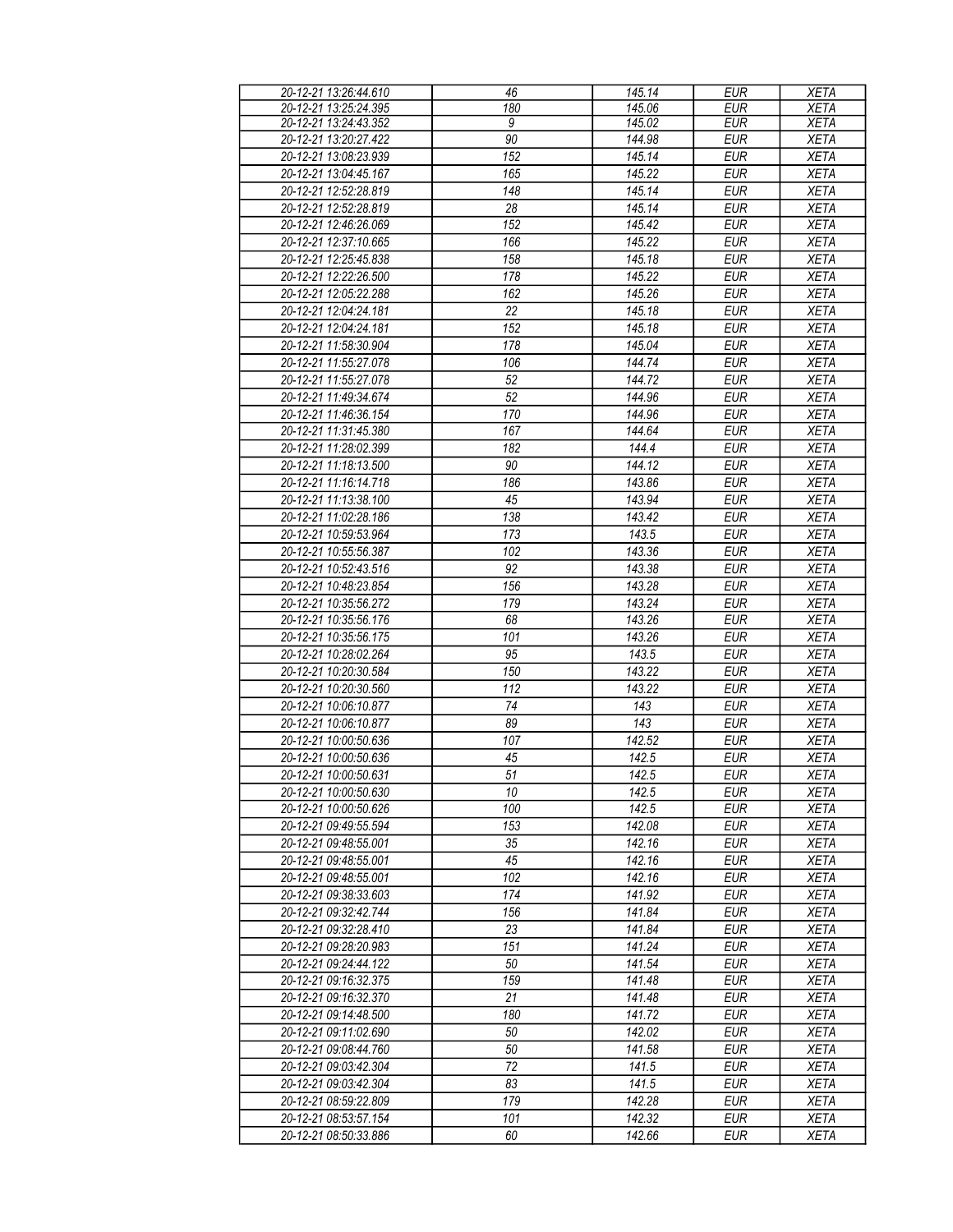| | | | | |
|---|---|---|---|---|
| 20-12-21 13:26:44.610 | 46 | 145.14 | EUR | XETA |
| 20-12-21 13:25:24.395 | 180 | 145.06 | EUR | XETA |
| 20-12-21 13:24:43.352 | 9 | 145.02 | EUR | XETA |
| 20-12-21 13:20:27.422 | 90 | 144.98 | EUR | XETA |
| 20-12-21 13:08:23.939 | 152 | 145.14 | EUR | XETA |
| 20-12-21 13:04:45.167 | 165 | 145.22 | EUR | XETA |
| 20-12-21 12:52:28.819 | 148 | 145.14 | EUR | XETA |
| 20-12-21 12:52:28.819 | 28 | 145.14 | EUR | XETA |
| 20-12-21 12:46:26.069 | 152 | 145.42 | EUR | XETA |
| 20-12-21 12:37:10.665 | 166 | 145.22 | EUR | XETA |
| 20-12-21 12:25:45.838 | 158 | 145.18 | EUR | XETA |
| 20-12-21 12:22:26.500 | 178 | 145.22 | EUR | XETA |
| 20-12-21 12:05:22.288 | 162 | 145.26 | EUR | XETA |
| 20-12-21 12:04:24.181 | 22 | 145.18 | EUR | XETA |
| 20-12-21 12:04:24.181 | 152 | 145.18 | EUR | XETA |
| 20-12-21 11:58:30.904 | 178 | 145.04 | EUR | XETA |
| 20-12-21 11:55:27.078 | 106 | 144.74 | EUR | XETA |
| 20-12-21 11:55:27.078 | 52 | 144.72 | EUR | XETA |
| 20-12-21 11:49:34.674 | 52 | 144.96 | EUR | XETA |
| 20-12-21 11:46:36.154 | 170 | 144.96 | EUR | XETA |
| 20-12-21 11:31:45.380 | 167 | 144.64 | EUR | XETA |
| 20-12-21 11:28:02.399 | 182 | 144.4 | EUR | XETA |
| 20-12-21 11:18:13.500 | 90 | 144.12 | EUR | XETA |
| 20-12-21 11:16:14.718 | 186 | 143.86 | EUR | XETA |
| 20-12-21 11:13:38.100 | 45 | 143.94 | EUR | XETA |
| 20-12-21 11:02:28.186 | 138 | 143.42 | EUR | XETA |
| 20-12-21 10:59:53.964 | 173 | 143.5 | EUR | XETA |
| 20-12-21 10:55:56.387 | 102 | 143.36 | EUR | XETA |
| 20-12-21 10:52:43.516 | 92 | 143.38 | EUR | XETA |
| 20-12-21 10:48:23.854 | 156 | 143.28 | EUR | XETA |
| 20-12-21 10:35:56.272 | 179 | 143.24 | EUR | XETA |
| 20-12-21 10:35:56.176 | 68 | 143.26 | EUR | XETA |
| 20-12-21 10:35:56.175 | 101 | 143.26 | EUR | XETA |
| 20-12-21 10:28:02.264 | 95 | 143.5 | EUR | XETA |
| 20-12-21 10:20:30.584 | 150 | 143.22 | EUR | XETA |
| 20-12-21 10:20:30.560 | 112 | 143.22 | EUR | XETA |
| 20-12-21 10:06:10.877 | 74 | 143 | EUR | XETA |
| 20-12-21 10:06:10.877 | 89 | 143 | EUR | XETA |
| 20-12-21 10:00:50.636 | 107 | 142.52 | EUR | XETA |
| 20-12-21 10:00:50.636 | 45 | 142.5 | EUR | XETA |
| 20-12-21 10:00:50.631 | 51 | 142.5 | EUR | XETA |
| 20-12-21 10:00:50.630 | 10 | 142.5 | EUR | XETA |
| 20-12-21 10:00:50.626 | 100 | 142.5 | EUR | XETA |
| 20-12-21 09:49:55.594 | 153 | 142.08 | EUR | XETA |
| 20-12-21 09:48:55.001 | 35 | 142.16 | EUR | XETA |
| 20-12-21 09:48:55.001 | 45 | 142.16 | EUR | XETA |
| 20-12-21 09:48:55.001 | 102 | 142.16 | EUR | XETA |
| 20-12-21 09:38:33.603 | 174 | 141.92 | EUR | XETA |
| 20-12-21 09:32:42.744 | 156 | 141.84 | EUR | XETA |
| 20-12-21 09:32:28.410 | 23 | 141.84 | EUR | XETA |
| 20-12-21 09:28:20.983 | 151 | 141.24 | EUR | XETA |
| 20-12-21 09:24:44.122 | 50 | 141.54 | EUR | XETA |
| 20-12-21 09:16:32.375 | 159 | 141.48 | EUR | XETA |
| 20-12-21 09:16:32.370 | 21 | 141.48 | EUR | XETA |
| 20-12-21 09:14:48.500 | 180 | 141.72 | EUR | XETA |
| 20-12-21 09:11:02.690 | 50 | 142.02 | EUR | XETA |
| 20-12-21 09:08:44.760 | 50 | 141.58 | EUR | XETA |
| 20-12-21 09:03:42.304 | 72 | 141.5 | EUR | XETA |
| 20-12-21 09:03:42.304 | 83 | 141.5 | EUR | XETA |
| 20-12-21 08:59:22.809 | 179 | 142.28 | EUR | XETA |
| 20-12-21 08:53:57.154 | 101 | 142.32 | EUR | XETA |
| 20-12-21 08:50:33.886 | 60 | 142.66 | EUR | XETA |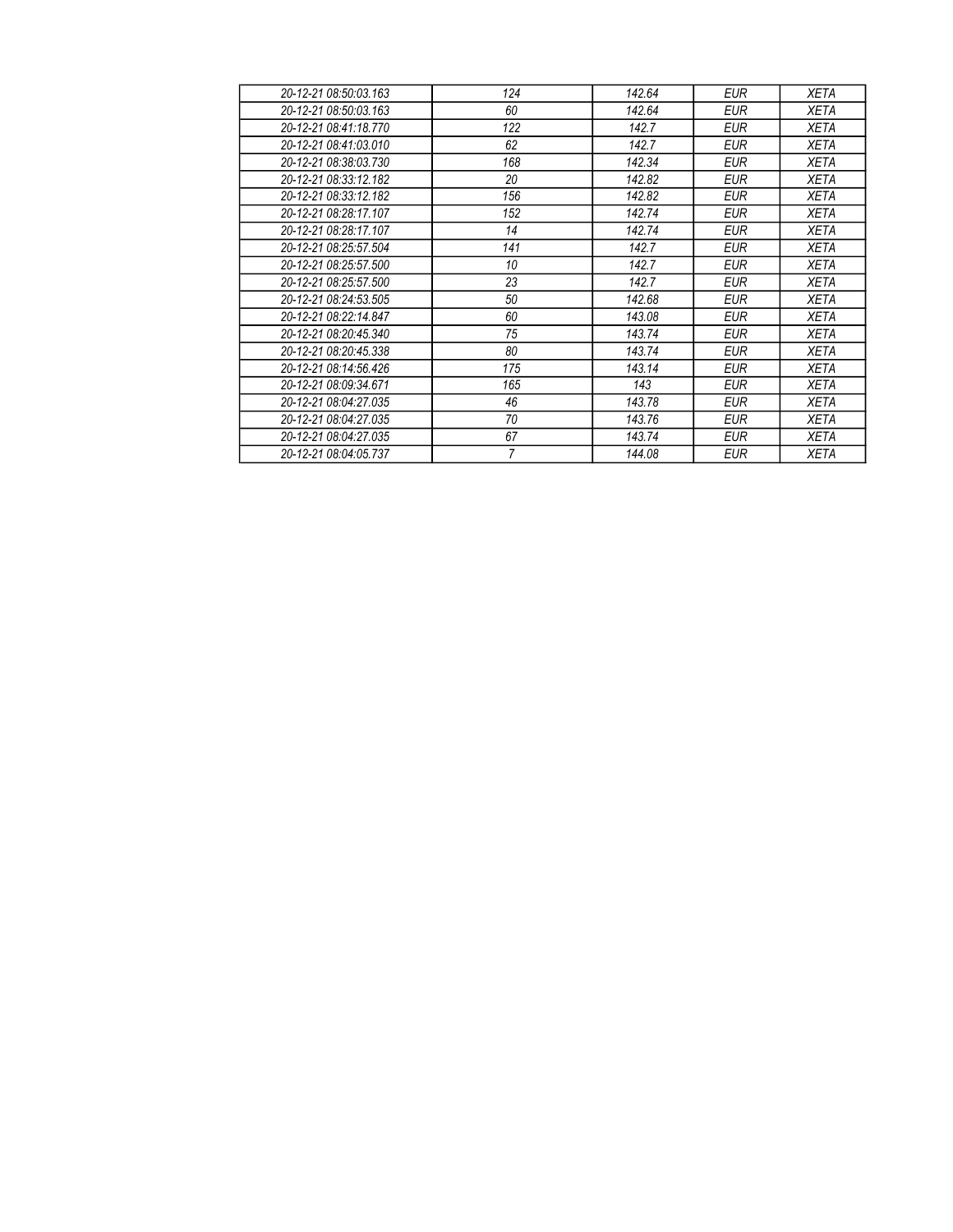| 20-12-21 08:50:03.163 | 124 | 142.64 | EUR | XETA |
|---|---|---|---|---|
| 20-12-21 08:50:03.163 | 60 | 142.64 | EUR | XETA |
| 20-12-21 08:41:18.770 | 122 | 142.7 | EUR | XETA |
| 20-12-21 08:41:03.010 | 62 | 142.7 | EUR | XETA |
| 20-12-21 08:38:03.730 | 168 | 142.34 | EUR | XETA |
| 20-12-21 08:33:12.182 | 20 | 142.82 | EUR | XETA |
| 20-12-21 08:33:12.182 | 156 | 142.82 | EUR | XETA |
| 20-12-21 08:28:17.107 | 152 | 142.74 | EUR | XETA |
| 20-12-21 08:28:17.107 | 14 | 142.74 | EUR | XETA |
| 20-12-21 08:25:57.504 | 141 | 142.7 | EUR | XETA |
| 20-12-21 08:25:57.500 | 10 | 142.7 | EUR | XETA |
| 20-12-21 08:25:57.500 | 23 | 142.7 | EUR | XETA |
| 20-12-21 08:24:53.505 | 50 | 142.68 | EUR | XETA |
| 20-12-21 08:22:14.847 | 60 | 143.08 | EUR | XETA |
| 20-12-21 08:20:45.340 | 75 | 143.74 | EUR | XETA |
| 20-12-21 08:20:45.338 | 80 | 143.74 | EUR | XETA |
| 20-12-21 08:14:56.426 | 175 | 143.14 | EUR | XETA |
| 20-12-21 08:09:34.671 | 165 | 143 | EUR | XETA |
| 20-12-21 08:04:27.035 | 46 | 143.78 | EUR | XETA |
| 20-12-21 08:04:27.035 | 70 | 143.76 | EUR | XETA |
| 20-12-21 08:04:27.035 | 67 | 143.74 | EUR | XETA |
| 20-12-21 08:04:05.737 | 7 | 144.08 | EUR | XETA |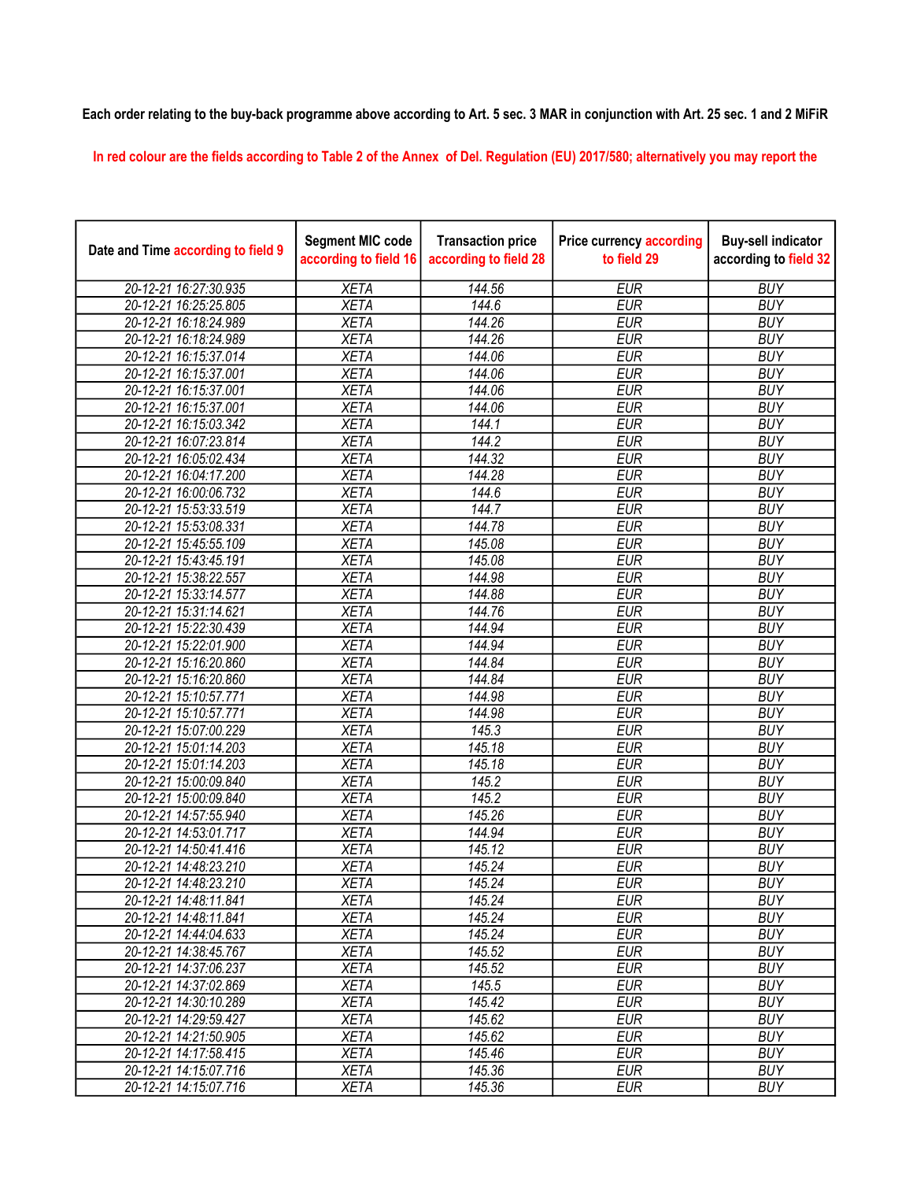Each order relating to the buy-back programme above according to Art. 5 sec. 3 MAR in conjunction with Art. 25 sec. 1 and 2 MiFiR

In red colour are the fields according to Table 2 of the Annex of Del. Regulation (EU) 2017/580; alternatively you may report the

| Date and Time according to field 9 | Segment MIC code according to field 16 | Transaction price according to field 28 | Price currency according to field 29 | Buy-sell indicator according to field 32 |
|---|---|---|---|---|
| 20-12-21 16:27:30.935 | XETA | 144.56 | EUR | BUY |
| 20-12-21 16:25:25.805 | XETA | 144.6 | EUR | BUY |
| 20-12-21 16:18:24.989 | XETA | 144.26 | EUR | BUY |
| 20-12-21 16:18:24.989 | XETA | 144.26 | EUR | BUY |
| 20-12-21 16:15:37.014 | XETA | 144.06 | EUR | BUY |
| 20-12-21 16:15:37.001 | XETA | 144.06 | EUR | BUY |
| 20-12-21 16:15:37.001 | XETA | 144.06 | EUR | BUY |
| 20-12-21 16:15:37.001 | XETA | 144.06 | EUR | BUY |
| 20-12-21 16:15:03.342 | XETA | 144.1 | EUR | BUY |
| 20-12-21 16:07:23.814 | XETA | 144.2 | EUR | BUY |
| 20-12-21 16:05:02.434 | XETA | 144.32 | EUR | BUY |
| 20-12-21 16:04:17.200 | XETA | 144.28 | EUR | BUY |
| 20-12-21 16:00:06.732 | XETA | 144.6 | EUR | BUY |
| 20-12-21 15:53:33.519 | XETA | 144.7 | EUR | BUY |
| 20-12-21 15:53:08.331 | XETA | 144.78 | EUR | BUY |
| 20-12-21 15:45:55.109 | XETA | 145.08 | EUR | BUY |
| 20-12-21 15:43:45.191 | XETA | 145.08 | EUR | BUY |
| 20-12-21 15:38:22.557 | XETA | 144.98 | EUR | BUY |
| 20-12-21 15:33:14.577 | XETA | 144.88 | EUR | BUY |
| 20-12-21 15:31:14.621 | XETA | 144.76 | EUR | BUY |
| 20-12-21 15:22:30.439 | XETA | 144.94 | EUR | BUY |
| 20-12-21 15:22:01.900 | XETA | 144.94 | EUR | BUY |
| 20-12-21 15:16:20.860 | XETA | 144.84 | EUR | BUY |
| 20-12-21 15:16:20.860 | XETA | 144.84 | EUR | BUY |
| 20-12-21 15:10:57.771 | XETA | 144.98 | EUR | BUY |
| 20-12-21 15:10:57.771 | XETA | 144.98 | EUR | BUY |
| 20-12-21 15:07:00.229 | XETA | 145.3 | EUR | BUY |
| 20-12-21 15:01:14.203 | XETA | 145.18 | EUR | BUY |
| 20-12-21 15:01:14.203 | XETA | 145.18 | EUR | BUY |
| 20-12-21 15:00:09.840 | XETA | 145.2 | EUR | BUY |
| 20-12-21 15:00:09.840 | XETA | 145.2 | EUR | BUY |
| 20-12-21 14:57:55.940 | XETA | 145.26 | EUR | BUY |
| 20-12-21 14:53:01.717 | XETA | 144.94 | EUR | BUY |
| 20-12-21 14:50:41.416 | XETA | 145.12 | EUR | BUY |
| 20-12-21 14:48:23.210 | XETA | 145.24 | EUR | BUY |
| 20-12-21 14:48:23.210 | XETA | 145.24 | EUR | BUY |
| 20-12-21 14:48:11.841 | XETA | 145.24 | EUR | BUY |
| 20-12-21 14:48:11.841 | XETA | 145.24 | EUR | BUY |
| 20-12-21 14:44:04.633 | XETA | 145.24 | EUR | BUY |
| 20-12-21 14:38:45.767 | XETA | 145.52 | EUR | BUY |
| 20-12-21 14:37:06.237 | XETA | 145.52 | EUR | BUY |
| 20-12-21 14:37:02.869 | XETA | 145.5 | EUR | BUY |
| 20-12-21 14:30:10.289 | XETA | 145.42 | EUR | BUY |
| 20-12-21 14:29:59.427 | XETA | 145.62 | EUR | BUY |
| 20-12-21 14:21:50.905 | XETA | 145.62 | EUR | BUY |
| 20-12-21 14:17:58.415 | XETA | 145.46 | EUR | BUY |
| 20-12-21 14:15:07.716 | XETA | 145.36 | EUR | BUY |
| 20-12-21 14:15:07.716 | XETA | 145.36 | EUR | BUY |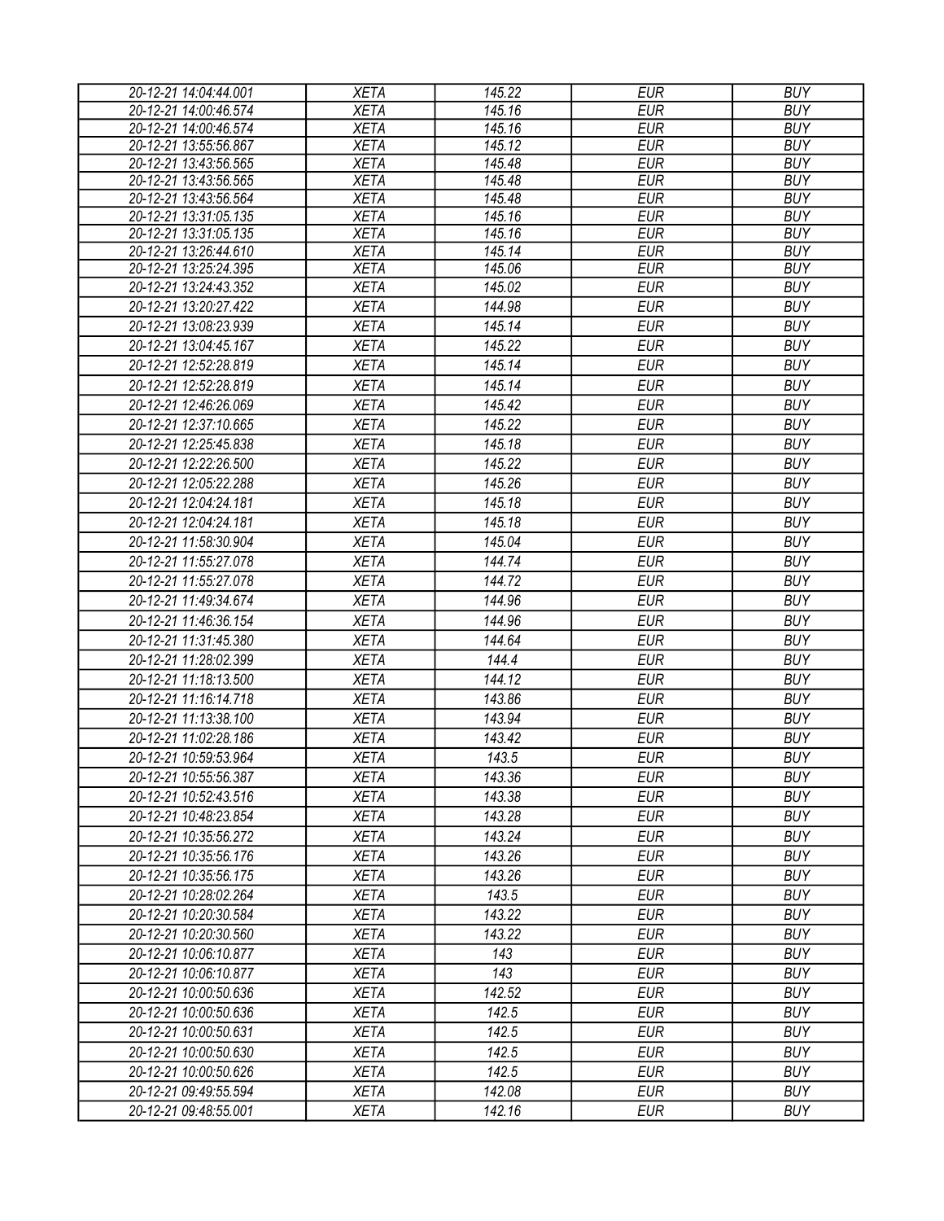| 20-12-21 14:04:44.001 | XETA | 145.22 | EUR | BUY |
|---|---|---|---|---|
| 20-12-21 14:00:46.574 | XETA | 145.16 | EUR | BUY |
| 20-12-21 14:00:46.574 | XETA | 145.16 | EUR | BUY |
| 20-12-21 13:55:56.867 | XETA | 145.12 | EUR | BUY |
| 20-12-21 13:43:56.565 | XETA | 145.48 | EUR | BUY |
| 20-12-21 13:43:56.565 | XETA | 145.48 | EUR | BUY |
| 20-12-21 13:43:56.564 | XETA | 145.48 | EUR | BUY |
| 20-12-21 13:31:05.135 | XETA | 145.16 | EUR | BUY |
| 20-12-21 13:31:05.135 | XETA | 145.16 | EUR | BUY |
| 20-12-21 13:26:44.610 | XETA | 145.14 | EUR | BUY |
| 20-12-21 13:25:24.395 | XETA | 145.06 | EUR | BUY |
| 20-12-21 13:24:43.352 | XETA | 145.02 | EUR | BUY |
| 20-12-21 13:20:27.422 | XETA | 144.98 | EUR | BUY |
| 20-12-21 13:08:23.939 | XETA | 145.14 | EUR | BUY |
| 20-12-21 13:04:45.167 | XETA | 145.22 | EUR | BUY |
| 20-12-21 12:52:28.819 | XETA | 145.14 | EUR | BUY |
| 20-12-21 12:52:28.819 | XETA | 145.14 | EUR | BUY |
| 20-12-21 12:46:26.069 | XETA | 145.42 | EUR | BUY |
| 20-12-21 12:37:10.665 | XETA | 145.22 | EUR | BUY |
| 20-12-21 12:25:45.838 | XETA | 145.18 | EUR | BUY |
| 20-12-21 12:22:26.500 | XETA | 145.22 | EUR | BUY |
| 20-12-21 12:05:22.288 | XETA | 145.26 | EUR | BUY |
| 20-12-21 12:04:24.181 | XETA | 145.18 | EUR | BUY |
| 20-12-21 12:04:24.181 | XETA | 145.18 | EUR | BUY |
| 20-12-21 11:58:30.904 | XETA | 145.04 | EUR | BUY |
| 20-12-21 11:55:27.078 | XETA | 144.74 | EUR | BUY |
| 20-12-21 11:55:27.078 | XETA | 144.72 | EUR | BUY |
| 20-12-21 11:49:34.674 | XETA | 144.96 | EUR | BUY |
| 20-12-21 11:46:36.154 | XETA | 144.96 | EUR | BUY |
| 20-12-21 11:31:45.380 | XETA | 144.64 | EUR | BUY |
| 20-12-21 11:28:02.399 | XETA | 144.4 | EUR | BUY |
| 20-12-21 11:18:13.500 | XETA | 144.12 | EUR | BUY |
| 20-12-21 11:16:14.718 | XETA | 143.86 | EUR | BUY |
| 20-12-21 11:13:38.100 | XETA | 143.94 | EUR | BUY |
| 20-12-21 11:02:28.186 | XETA | 143.42 | EUR | BUY |
| 20-12-21 10:59:53.964 | XETA | 143.5 | EUR | BUY |
| 20-12-21 10:55:56.387 | XETA | 143.36 | EUR | BUY |
| 20-12-21 10:52:43.516 | XETA | 143.38 | EUR | BUY |
| 20-12-21 10:48:23.854 | XETA | 143.28 | EUR | BUY |
| 20-12-21 10:35:56.272 | XETA | 143.24 | EUR | BUY |
| 20-12-21 10:35:56.176 | XETA | 143.26 | EUR | BUY |
| 20-12-21 10:35:56.175 | XETA | 143.26 | EUR | BUY |
| 20-12-21 10:28:02.264 | XETA | 143.5 | EUR | BUY |
| 20-12-21 10:20:30.584 | XETA | 143.22 | EUR | BUY |
| 20-12-21 10:20:30.560 | XETA | 143.22 | EUR | BUY |
| 20-12-21 10:06:10.877 | XETA | 143 | EUR | BUY |
| 20-12-21 10:06:10.877 | XETA | 143 | EUR | BUY |
| 20-12-21 10:00:50.636 | XETA | 142.52 | EUR | BUY |
| 20-12-21 10:00:50.636 | XETA | 142.5 | EUR | BUY |
| 20-12-21 10:00:50.631 | XETA | 142.5 | EUR | BUY |
| 20-12-21 10:00:50.630 | XETA | 142.5 | EUR | BUY |
| 20-12-21 10:00:50.626 | XETA | 142.5 | EUR | BUY |
| 20-12-21 09:49:55.594 | XETA | 142.08 | EUR | BUY |
| 20-12-21 09:48:55.001 | XETA | 142.16 | EUR | BUY |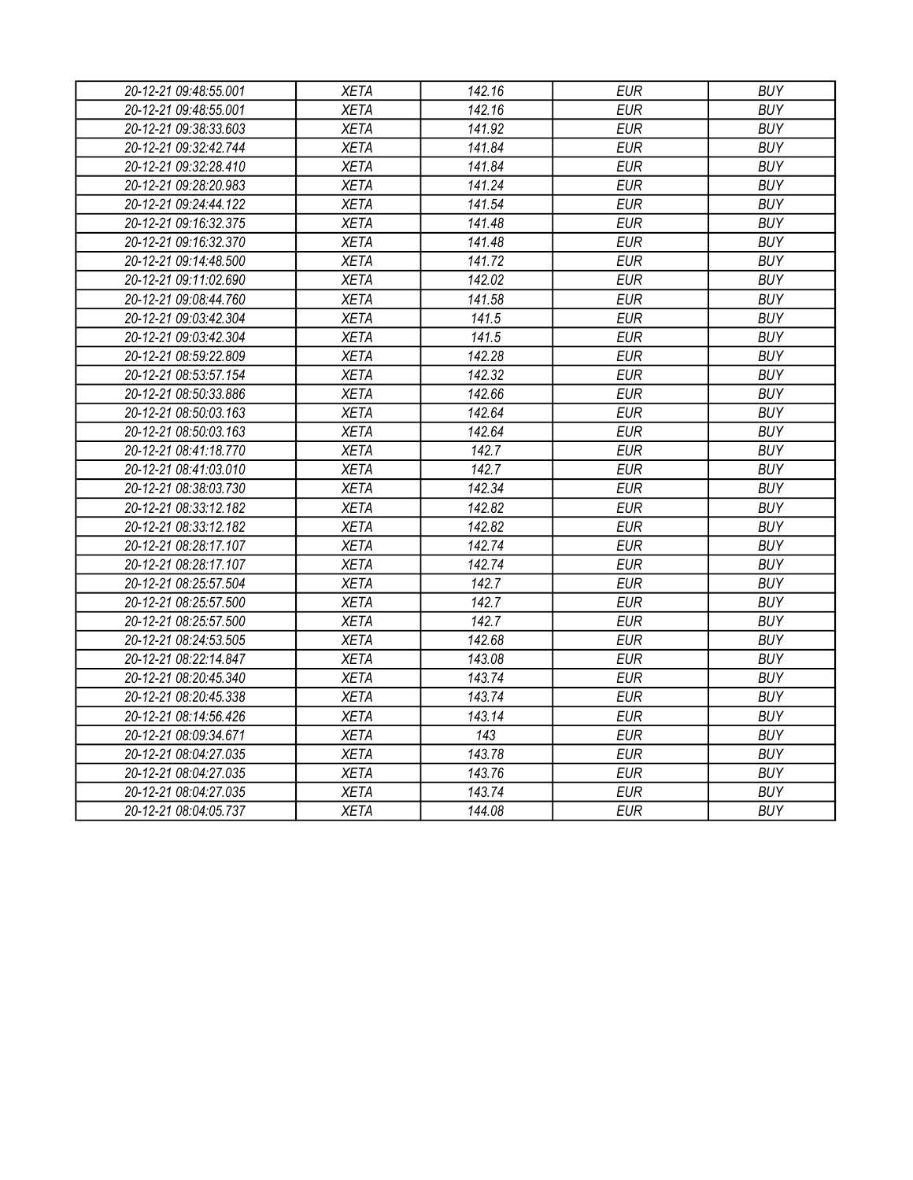| | | | | |
|---|---|---|---|---|
| 20-12-21 09:48:55.001 | XETA | 142.16 | EUR | BUY |
| 20-12-21 09:48:55.001 | XETA | 142.16 | EUR | BUY |
| 20-12-21 09:38:33.603 | XETA | 141.92 | EUR | BUY |
| 20-12-21 09:32:42.744 | XETA | 141.84 | EUR | BUY |
| 20-12-21 09:32:28.410 | XETA | 141.84 | EUR | BUY |
| 20-12-21 09:28:20.983 | XETA | 141.24 | EUR | BUY |
| 20-12-21 09:24:44.122 | XETA | 141.54 | EUR | BUY |
| 20-12-21 09:16:32.375 | XETA | 141.48 | EUR | BUY |
| 20-12-21 09:16:32.370 | XETA | 141.48 | EUR | BUY |
| 20-12-21 09:14:48.500 | XETA | 141.72 | EUR | BUY |
| 20-12-21 09:11:02.690 | XETA | 142.02 | EUR | BUY |
| 20-12-21 09:08:44.760 | XETA | 141.58 | EUR | BUY |
| 20-12-21 09:03:42.304 | XETA | 141.5 | EUR | BUY |
| 20-12-21 09:03:42.304 | XETA | 141.5 | EUR | BUY |
| 20-12-21 08:59:22.809 | XETA | 142.28 | EUR | BUY |
| 20-12-21 08:53:57.154 | XETA | 142.32 | EUR | BUY |
| 20-12-21 08:50:33.886 | XETA | 142.66 | EUR | BUY |
| 20-12-21 08:50:03.163 | XETA | 142.64 | EUR | BUY |
| 20-12-21 08:50:03.163 | XETA | 142.64 | EUR | BUY |
| 20-12-21 08:41:18.770 | XETA | 142.7 | EUR | BUY |
| 20-12-21 08:41:03.010 | XETA | 142.7 | EUR | BUY |
| 20-12-21 08:38:03.730 | XETA | 142.34 | EUR | BUY |
| 20-12-21 08:33:12.182 | XETA | 142.82 | EUR | BUY |
| 20-12-21 08:33:12.182 | XETA | 142.82 | EUR | BUY |
| 20-12-21 08:28:17.107 | XETA | 142.74 | EUR | BUY |
| 20-12-21 08:28:17.107 | XETA | 142.74 | EUR | BUY |
| 20-12-21 08:25:57.504 | XETA | 142.7 | EUR | BUY |
| 20-12-21 08:25:57.500 | XETA | 142.7 | EUR | BUY |
| 20-12-21 08:25:57.500 | XETA | 142.7 | EUR | BUY |
| 20-12-21 08:24:53.505 | XETA | 142.68 | EUR | BUY |
| 20-12-21 08:22:14.847 | XETA | 143.08 | EUR | BUY |
| 20-12-21 08:20:45.340 | XETA | 143.74 | EUR | BUY |
| 20-12-21 08:20:45.338 | XETA | 143.74 | EUR | BUY |
| 20-12-21 08:14:56.426 | XETA | 143.14 | EUR | BUY |
| 20-12-21 08:09:34.671 | XETA | 143 | EUR | BUY |
| 20-12-21 08:04:27.035 | XETA | 143.78 | EUR | BUY |
| 20-12-21 08:04:27.035 | XETA | 143.76 | EUR | BUY |
| 20-12-21 08:04:27.035 | XETA | 143.74 | EUR | BUY |
| 20-12-21 08:04:05.737 | XETA | 144.08 | EUR | BUY |